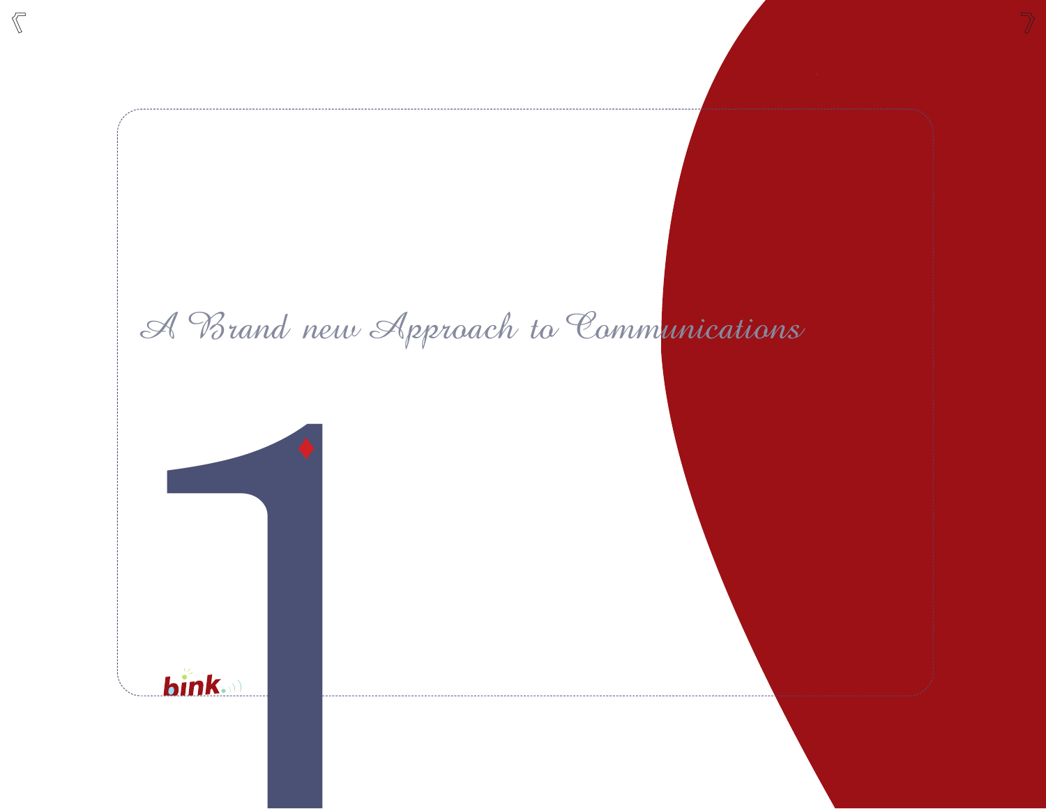# A Brand new Approach to Communications

1

bink.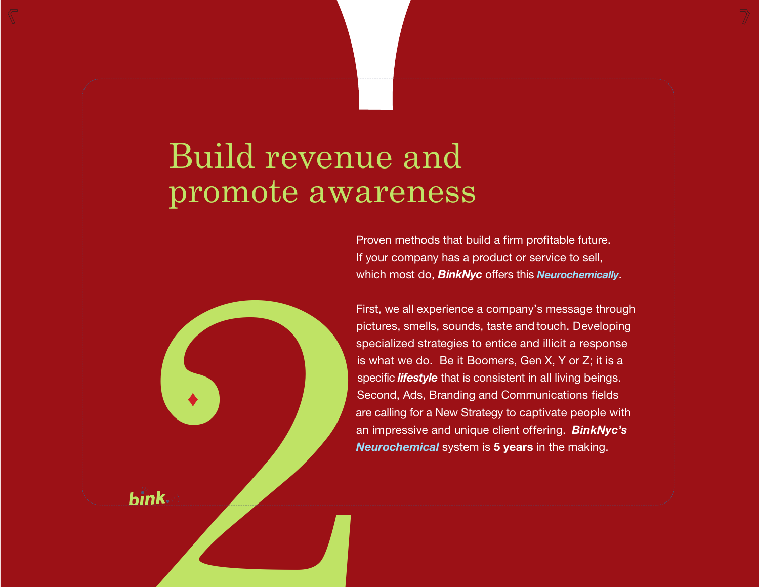# Build revenue and promote awareness

Proven methods that build a firm profitable future. If your company has a product or service to sell, which most do, ***BinkNyc*** offers this ***Neurochemically***.

First, we all experience a company's message through pictures, smells, sounds, taste and touch. Developing specialized strategies to entice and illicit a response is what we do. Be it Boomers, Gen X, Y or Z; it is a specific ***lifestyle*** that is consistent in all living beings. Second, Ads, Branding and Communications fields are calling for a New Strategy to captivate people with an impressive and unique client offering. ***BinkNyc's Neurochemical*** system is **5 years** in the making.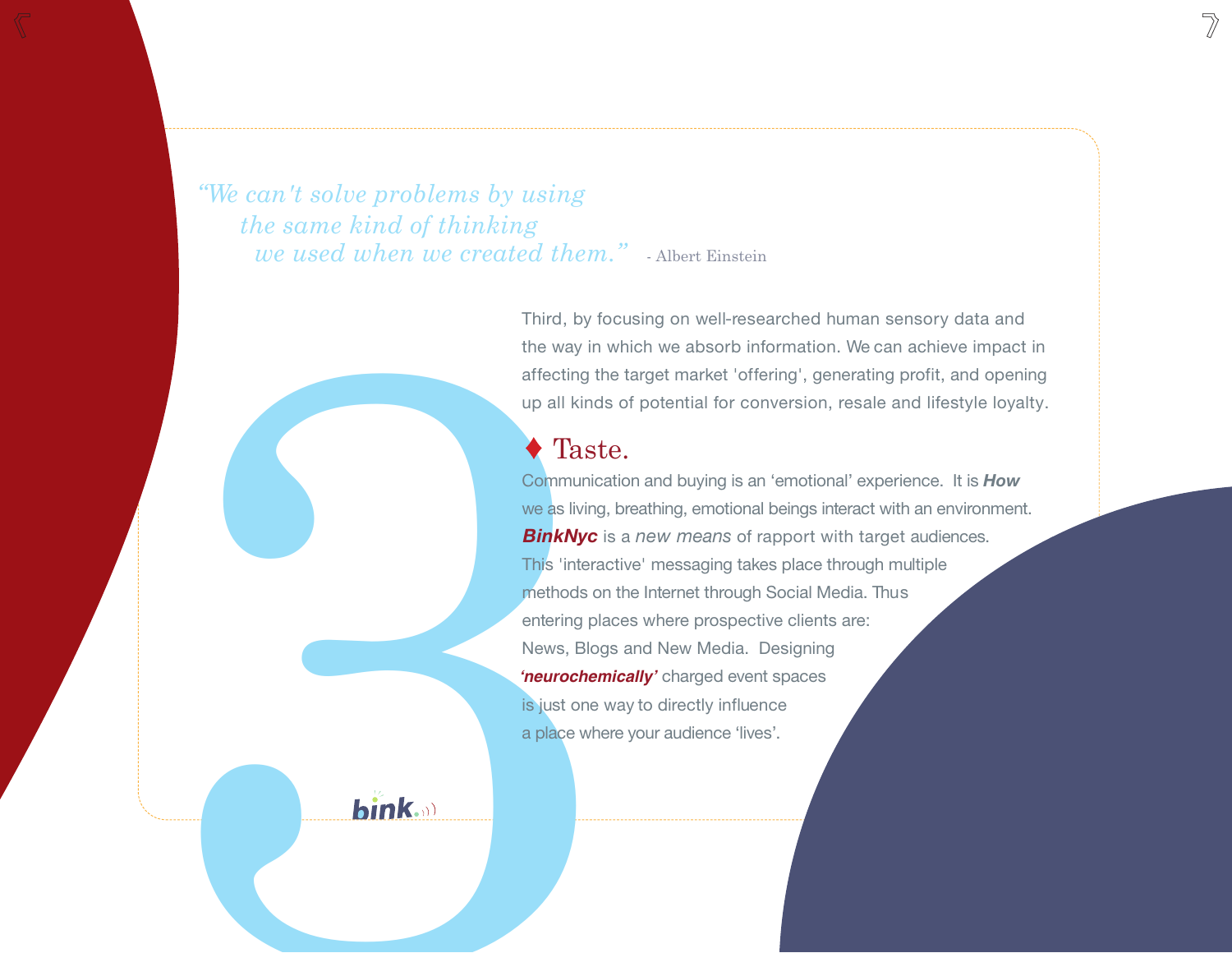*"We can't solve problems by using the same kind of thinking we used when we created them."* - Albert Einstein

# 3

Third, by focusing on well-researched human sensory data and the way in which we absorb information. We can achieve impact in affecting the target market 'offering', generating profit, and opening up all kinds of potential for conversion, resale and lifestyle loyalty.

## ♦ Taste.

Communication and buying is an 'emotional' experience. It is ***How*** we as living, breathing, emotional beings interact with an environment. ***BinkNyc*** is a *new means* of rapport with target audiences. This 'interactive' messaging takes place through multiple methods on the Internet through Social Media. Thus entering places where prospective clients are: News, Blogs and New Media. Designing ***'neurochemically'*** charged event spaces is just one way to directly influence a place where your audience 'lives'.

bink.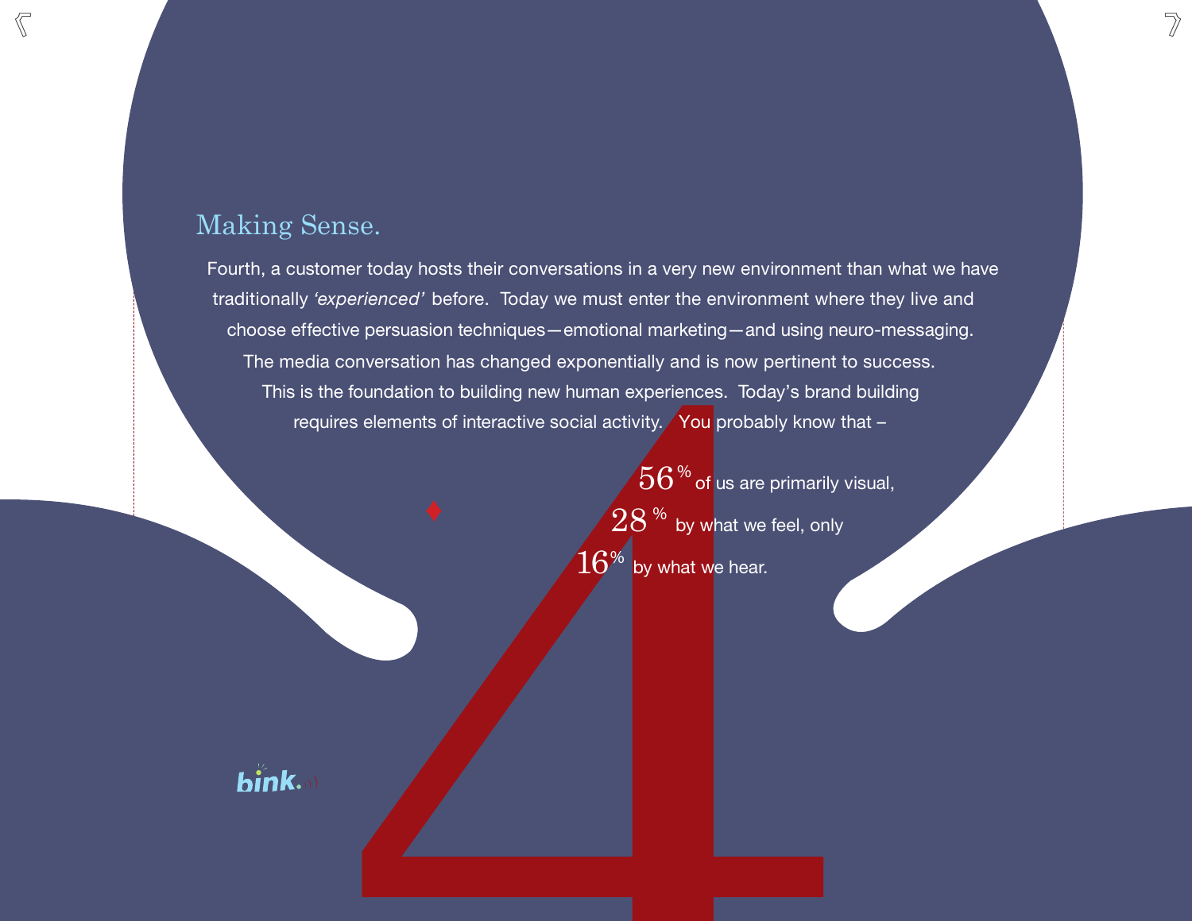## Making Sense.

Fourth, a customer today hosts their conversations in a very new environment than what we have traditionally *'experienced'* before. Today we must enter the environment where they live and choose effective persuasion techniques—emotional marketing—and using neuro-messaging. The media conversation has changed exponentially and is now pertinent to success. This is the foundation to building new human experiences. Today's brand building requires elements of interactive social activity. You probably know that –

56% of us are primarily visual,
28% by what we feel, only
16% by what we hear.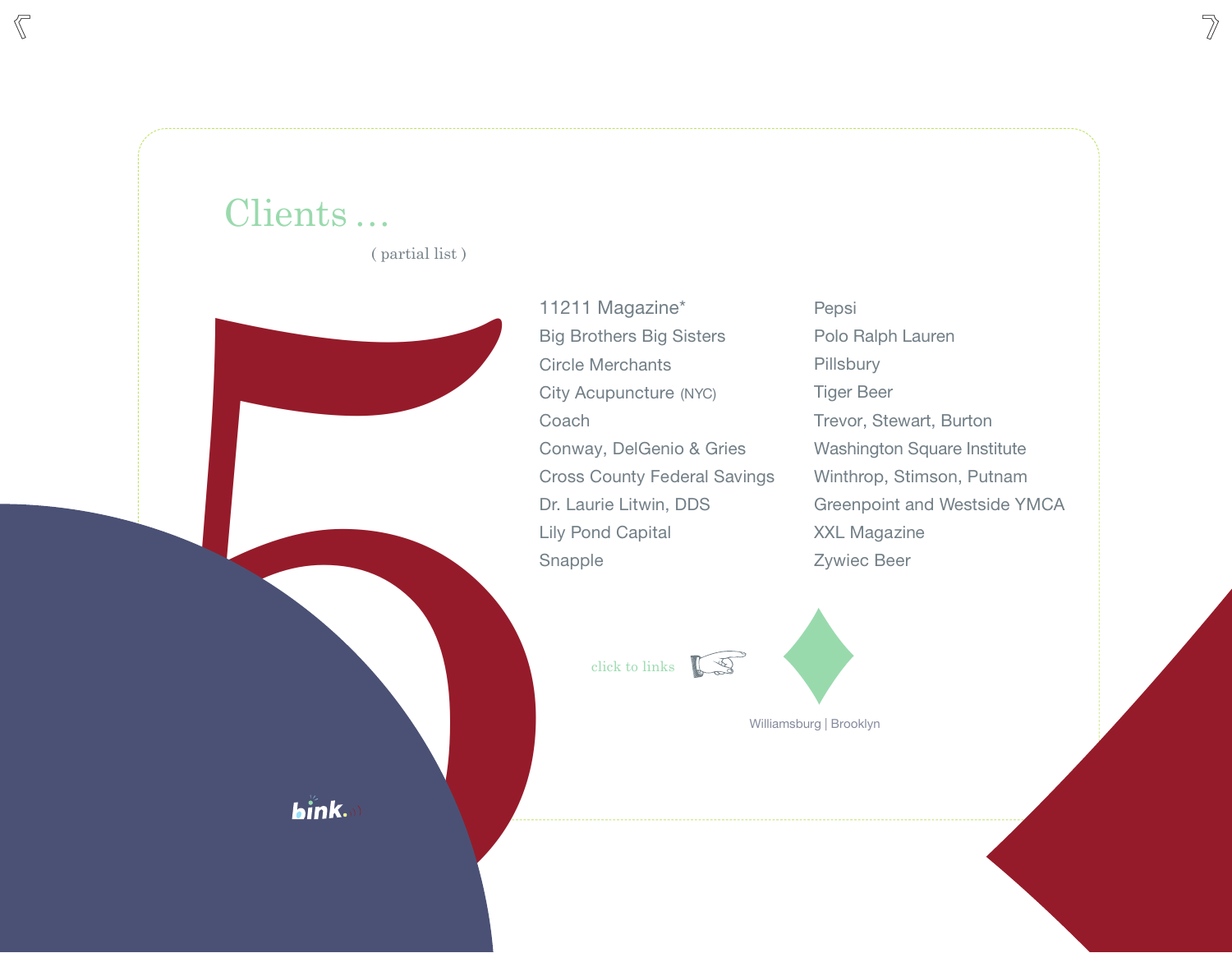# Clients ...

( partial list )

- 11211 Magazine*
- Big Brothers Big Sisters
- Circle Merchants
- City Acupuncture (NYC)
- Coach
- Conway, DelGenio & Gries
- Cross County Federal Savings
- Dr. Laurie Litwin, DDS
- Lily Pond Capital
- Snapple
- Pepsi
- Polo Ralph Lauren
- Pillsbury
- Tiger Beer
- Trevor, Stewart, Burton
- Washington Square Institute
- Winthrop, Stimson, Putnam
- Greenpoint and Westside YMCA
- XXL Magazine
- Zywiec Beer

click to links

Williamsburg | Brooklyn

bink.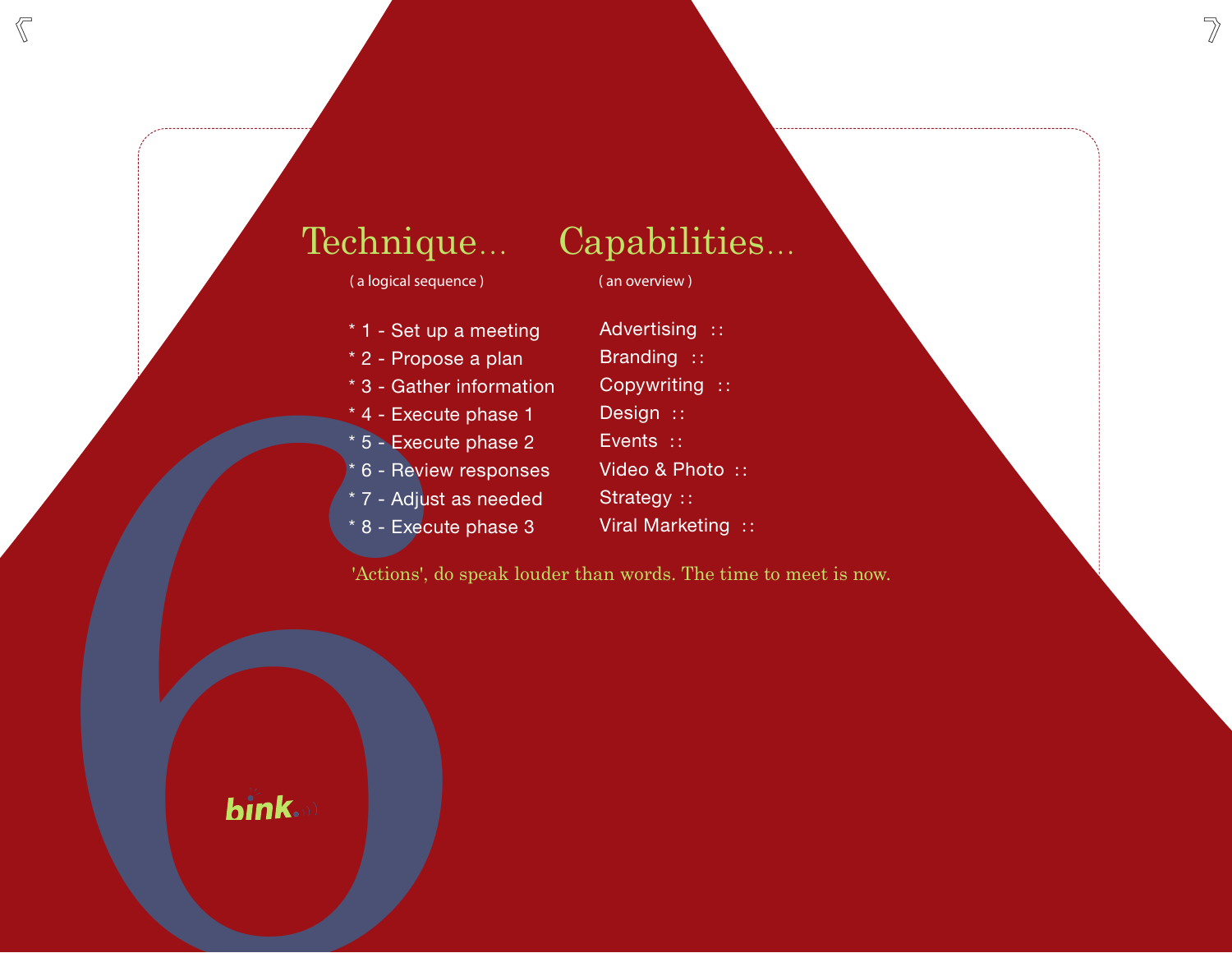## Technique...

( a logical sequence )

* 1 - Set up a meeting
* 2 - Propose a plan
* 3 - Gather information
* 4 - Execute phase 1
* 5 - Execute phase 2
* 6 - Review responses
* 7 - Adjust as needed
* 8 - Execute phase 3

## Capabilities...

( an overview )

Advertising ::
Branding ::
Copywriting ::
Design ::
Events ::
Video & Photo ::
Strategy ::
Viral Marketing ::

'Actions', do speak louder than words. The time to meet is now.

bink.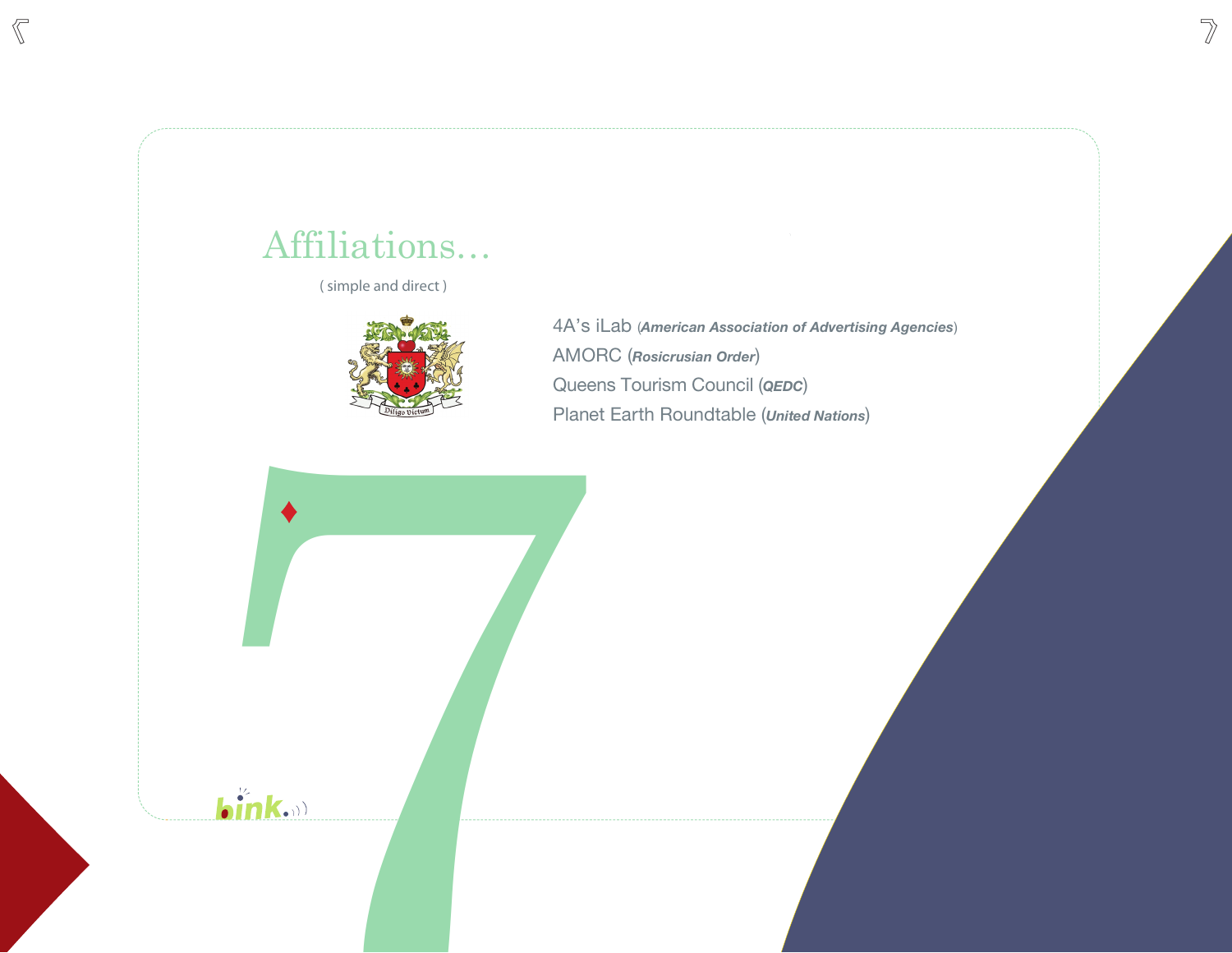# Affiliations…

( simple and direct )

4A's iLab (***American Association of Advertising Agencies***)

AMORC (***Rosicrusian Order***)

Queens Tourism Council (***QEDC***)

Planet Earth Roundtable (***United Nations***)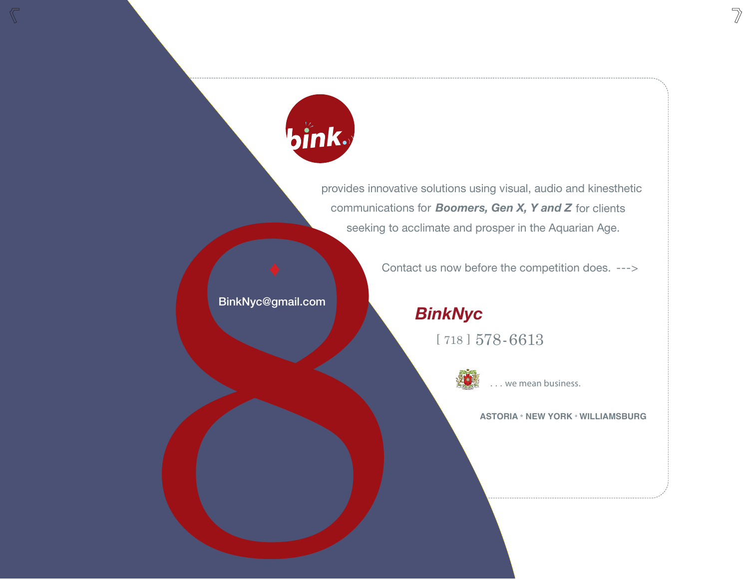bink.

provides innovative solutions using visual, audio and kinesthetic communications for ***Boomers, Gen X, Y and Z*** for clients seeking to acclimate and prosper in the Aquarian Age.

Contact us now before the competition does. --->

BinkNyc@gmail.com

***BinkNyc***

[ 718 ] 578-6613

. . . we mean business.

**ASTORIA * NEW YORK * WILLIAMSBURG**